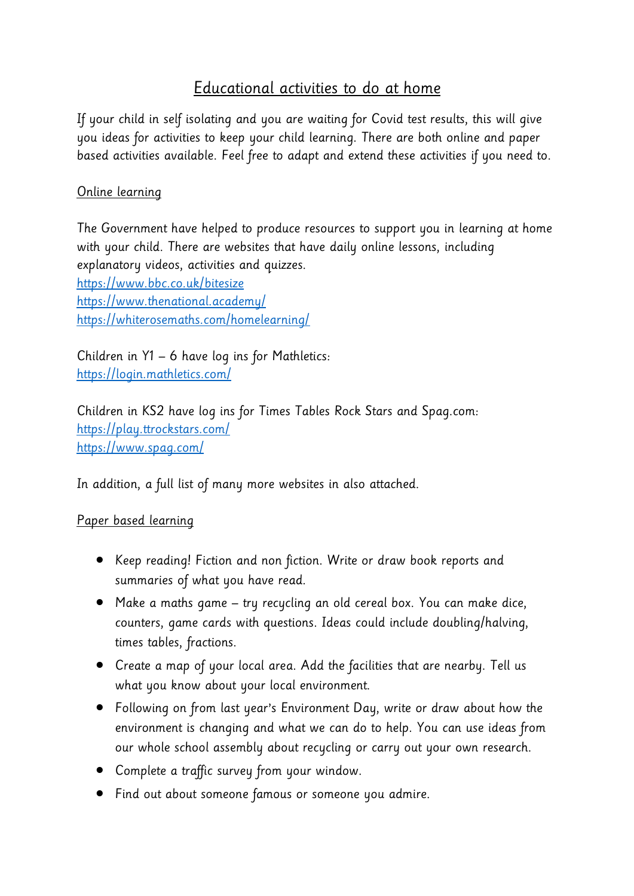# Educational activities to do at home

If your child in self isolating and you are waiting for Covid test results, this will give you ideas for activities to keep your child learning. There are both online and paper based activities available. Feel free to adapt and extend these activities if you need to.

## Online learning

The Government have helped to produce resources to support you in learning at home with your child. There are websites that have daily online lessons, including explanatory videos, activities and quizzes.
https://www.bbc.co.uk/bitesize
https://www.thenational.academy/
https://whiterosemaths.com/homelearning/

Children in Y1 – 6 have log ins for Mathletics:
https://login.mathletics.com/

Children in KS2 have log ins for Times Tables Rock Stars and Spag.com:
https://play.ttrockstars.com/
https://www.spag.com/

In addition, a full list of many more websites in also attached.

## Paper based learning

- Keep reading! Fiction and non fiction. Write or draw book reports and summaries of what you have read.
- Make a maths game – try recycling an old cereal box. You can make dice, counters, game cards with questions. Ideas could include doubling/halving, times tables, fractions.
- Create a map of your local area. Add the facilities that are nearby. Tell us what you know about your local environment.
- Following on from last year's Environment Day, write or draw about how the environment is changing and what we can do to help. You can use ideas from our whole school assembly about recycling or carry out your own research.
- Complete a traffic survey from your window.
- Find out about someone famous or someone you admire.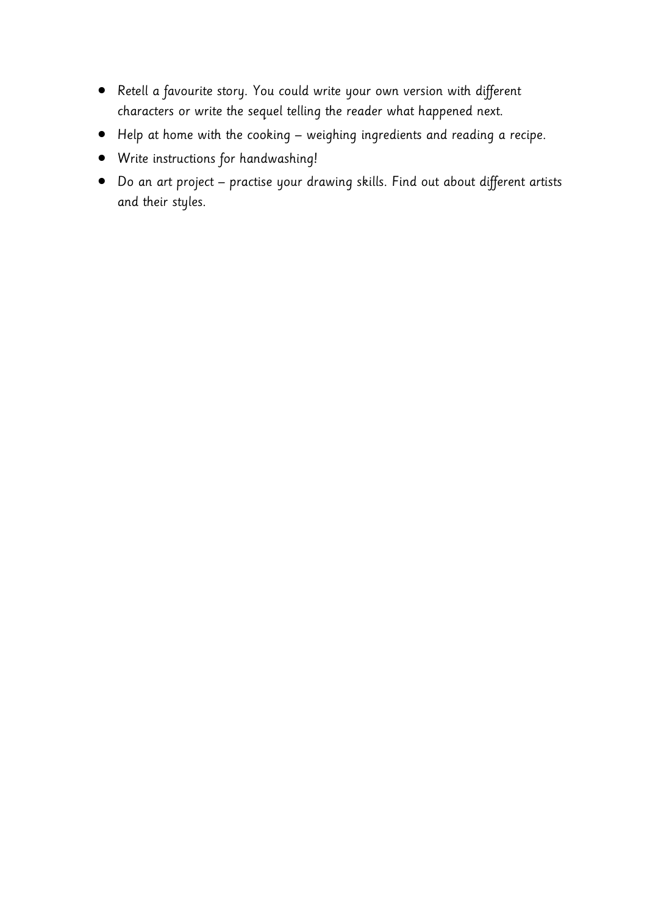- Retell a favourite story. You could write your own version with different characters or write the sequel telling the reader what happened next.
- Help at home with the cooking – weighing ingredients and reading a recipe.
- Write instructions for handwashing!
- Do an art project – practise your drawing skills. Find out about different artists and their styles.